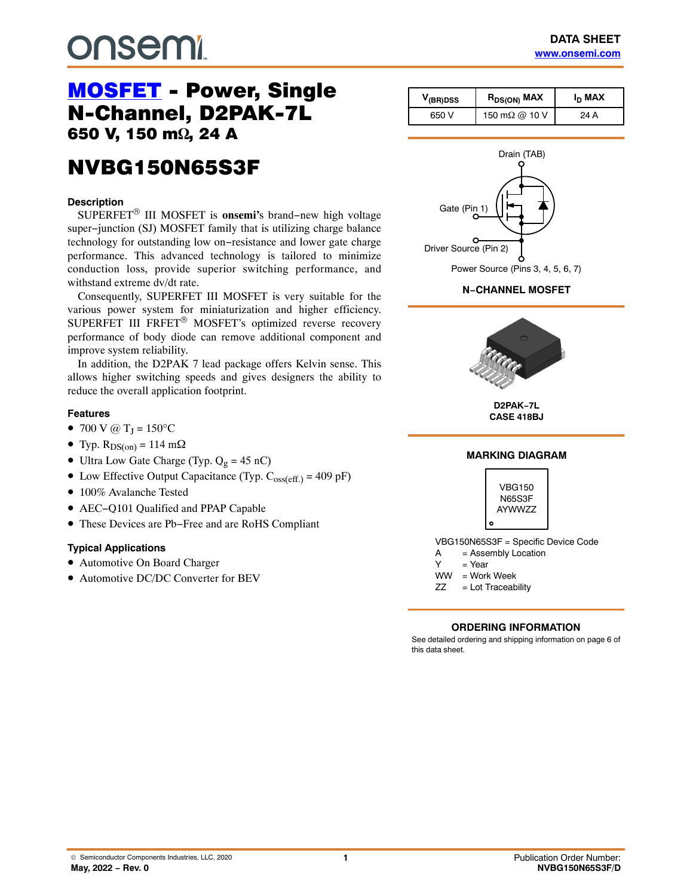# MOSFET - Power, Single N-Channel, D2PAK-7L

## 650 V, 150 mΩ, 24 A

# NVBG150N65S3F

| $V_{(BR)DSS}$ | $R_{DS(ON)}$ MAX | $I_D$ MAX |
|---|---|---|
| 650 V | 150 mΩ @ 10 V | 24 A |

Drain (TAB)

Gate (Pin 1)

Driver Source (Pin 2)

Power Source (Pins 3, 4, 5, 6, 7)

**N−CHANNEL MOSFET**

### Description

SUPERFET® III MOSFET is **onsemi's** brand−new high voltage super−junction (SJ) MOSFET family that is utilizing charge balance technology for outstanding low on−resistance and lower gate charge performance. This advanced technology is tailored to minimize conduction loss, provide superior switching performance, and withstand extreme dv/dt rate.

Consequently, SUPERFET III MOSFET is very suitable for the various power system for miniaturization and higher efficiency. SUPERFET III FRFET® MOSFET's optimized reverse recovery performance of body diode can remove additional component and improve system reliability.

In addition, the D2PAK 7 lead package offers Kelvin sense. This allows higher switching speeds and gives designers the ability to reduce the overall application footprint.

### Features

- 700 V @ $T_J$ = 150°C
- Typ. $R_{DS(on)}$ = 114 mΩ
- Ultra Low Gate Charge (Typ. $Q_g$ = 45 nC)
- Low Effective Output Capacitance (Typ. $C_{oss(eff.)}$ = 409 pF)
- 100% Avalanche Tested
- AEC−Q101 Qualified and PPAP Capable
- These Devices are Pb−Free and are RoHS Compliant

### Typical Applications

- Automotive On Board Charger
- Automotive DC/DC Converter for BEV

**D2PAK−7L**
**CASE 418BJ**

### MARKING DIAGRAM

VBG150
N65S3F
AYWWZZ

VBG150N65S3F = Specific Device Code
A = Assembly Location
Y = Year
WW = Work Week
ZZ = Lot Traceability

### ORDERING INFORMATION

See detailed ordering and shipping information on page 6 of this data sheet.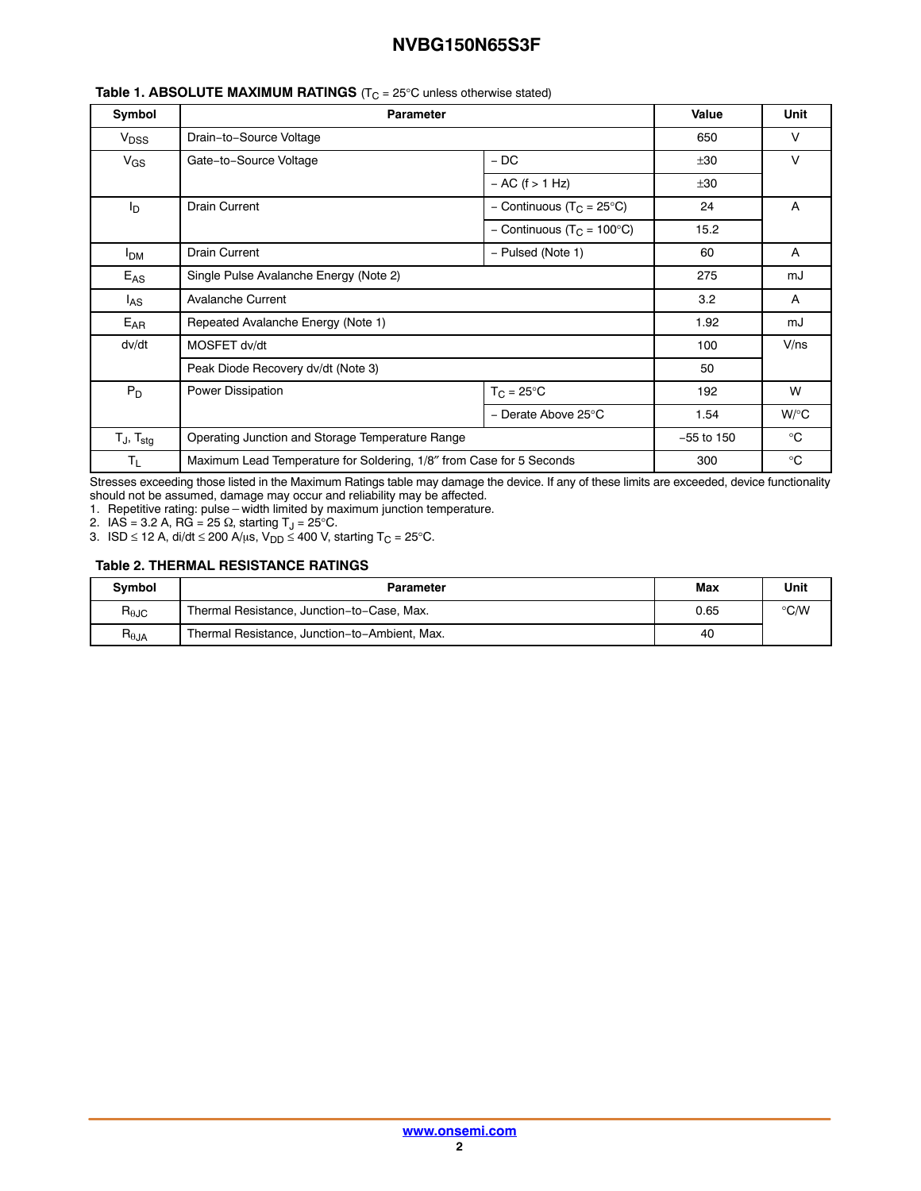**Table 1. ABSOLUTE MAXIMUM RATINGS** ($T_C$ = 25°C unless otherwise stated)

| Symbol | Parameter | | Value | Unit |
|---|---|---|---|---|
| $V_{DSS}$ | Drain−to−Source Voltage | | 650 | V |
| $V_{GS}$ | Gate−to−Source Voltage | − DC | ±30 | V |
| | | − AC (f > 1 Hz) | ±30 | |
| $I_D$ | Drain Current | − Continuous ($T_C$ = 25°C) | 24 | A |
| | | − Continuous ($T_C$ = 100°C) | 15.2 | |
| $I_{DM}$ | Drain Current | − Pulsed (Note 1) | 60 | A |
| $E_{AS}$ | Single Pulse Avalanche Energy (Note 2) | | 275 | mJ |
| $I_{AS}$ | Avalanche Current | | 3.2 | A |
| $E_{AR}$ | Repeated Avalanche Energy (Note 1) | | 1.92 | mJ |
| dv/dt | MOSFET dv/dt | | 100 | V/ns |
| | Peak Diode Recovery dv/dt (Note 3) | | 50 | |
| $P_D$ | Power Dissipation | $T_C$ = 25°C | 192 | W |
| | | − Derate Above 25°C | 1.54 | W/°C |
| $T_J$, $T_{stg}$ | Operating Junction and Storage Temperature Range | | −55 to 150 | °C |
| $T_L$ | Maximum Lead Temperature for Soldering, 1/8″ from Case for 5 Seconds | | 300 | °C |

Stresses exceeding those listed in the Maximum Ratings table may damage the device. If any of these limits are exceeded, device functionality should not be assumed, damage may occur and reliability may be affected.

1. Repetitive rating: pulse − width limited by maximum junction temperature.
2. IAS = 3.2 A, RG = 25 Ω, starting $T_J$ = 25°C.
3. ISD ≤ 12 A, di/dt ≤ 200 A/μs, $V_{DD}$ ≤ 400 V, starting $T_C$ = 25°C.

**Table 2. THERMAL RESISTANCE RATINGS**

| Symbol | Parameter | Max | Unit |
|---|---|---|---|
| $R_{\theta JC}$ | Thermal Resistance, Junction−to−Case, Max. | 0.65 | °C/W |
| $R_{\theta JA}$ | Thermal Resistance, Junction−to−Ambient, Max. | 40 | |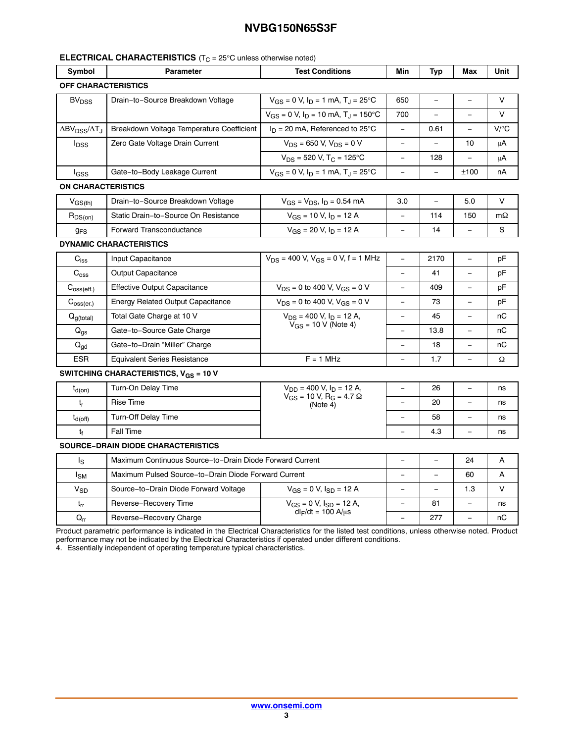## ELECTRICAL CHARACTERISTICS ($T_C$ = 25°C unless otherwise noted)

| Symbol | Parameter | Test Conditions | Min | Typ | Max | Unit |
|---|---|---|---|---|---|---|
| **OFF CHARACTERISTICS** | | | | | | |
| $BV_{DSS}$ | Drain−to−Source Breakdown Voltage | $V_{GS}$ = 0 V, $I_D$ = 1 mA, $T_J$ = 25°C | 650 | – | – | V |
| | | $V_{GS}$ = 0 V, $I_D$ = 10 mA, $T_J$ = 150°C | 700 | – | – | V |
| $\Delta BV_{DSS}/\Delta T_J$ | Breakdown Voltage Temperature Coefficient | $I_D$ = 20 mA, Referenced to 25°C | – | 0.61 | – | V/°C |
| $I_{DSS}$ | Zero Gate Voltage Drain Current | $V_{DS}$ = 650 V, $V_{DS}$ = 0 V | – | – | 10 | μA |
| | | $V_{DS}$ = 520 V, $T_C$ = 125°C | – | 128 | – | μA |
| $I_{GSS}$ | Gate−to−Body Leakage Current | $V_{GS}$ = 0 V, $I_D$ = 1 mA, $T_J$ = 25°C | – | – | ±100 | nA |
| **ON CHARACTERISTICS** | | | | | | |
| $V_{GS(th)}$ | Drain−to−Source Breakdown Voltage | $V_{GS}$ = $V_{DS}$, $I_D$ = 0.54 mA | 3.0 | – | 5.0 | V |
| $R_{DS(on)}$ | Static Drain−to−Source On Resistance | $V_{GS}$ = 10 V, $I_D$ = 12 A | – | 114 | 150 | mΩ |
| $g_{FS}$ | Forward Transconductance | $V_{GS}$ = 20 V, $I_D$ = 12 A | – | 14 | – | S |
| **DYNAMIC CHARACTERISTICS** | | | | | | |
| $C_{iss}$ | Input Capacitance | $V_{DS}$ = 400 V, $V_{GS}$ = 0 V, f = 1 MHz | – | 2170 | – | pF |
| $C_{oss}$ | Output Capacitance | | – | 41 | – | pF |
| $C_{oss(eff.)}$ | Effective Output Capacitance | $V_{DS}$ = 0 to 400 V, $V_{GS}$ = 0 V | – | 409 | – | pF |
| $C_{oss(er.)}$ | Energy Related Output Capacitance | $V_{DS}$ = 0 to 400 V, $V_{GS}$ = 0 V | – | 73 | – | pF |
| $Q_{g(total)}$ | Total Gate Charge at 10 V | $V_{DS}$ = 400 V, $I_D$ = 12 A, $V_{GS}$ = 10 V (Note 4) | – | 45 | – | nC |
| $Q_{gs}$ | Gate−to−Source Gate Charge | | – | 13.8 | – | nC |
| $Q_{gd}$ | Gate−to−Drain “Miller” Charge | | – | 18 | – | nC |
| ESR | Equivalent Series Resistance | F = 1 MHz | – | 1.7 | – | Ω |
| **SWITCHING CHARACTERISTICS, $V_{GS}$ = 10 V** | | | | | | |
| $t_{d(on)}$ | Turn-On Delay Time | $V_{DD}$ = 400 V, $I_D$ = 12 A, $V_{GS}$ = 10 V, $R_G$ = 4.7 Ω (Note 4) | – | 26 | – | ns |
| $t_r$ | Rise Time | | – | 20 | – | ns |
| $t_{d(off)}$ | Turn-Off Delay Time | | – | 58 | – | ns |
| $t_f$ | Fall Time | | – | 4.3 | – | ns |
| **SOURCE−DRAIN DIODE CHARACTERISTICS** | | | | | | |
| $I_S$ | Maximum Continuous Source−to−Drain Diode Forward Current | | – | – | 24 | A |
| $I_{SM}$ | Maximum Pulsed Source−to−Drain Diode Forward Current | | – | – | 60 | A |
| $V_{SD}$ | Source−to−Drain Diode Forward Voltage | $V_{GS}$ = 0 V, $I_{SD}$ = 12 A | – | – | 1.3 | V |
| $t_{rr}$ | Reverse−Recovery Time | $V_{GS}$ = 0 V, $I_{SD}$ = 12 A, $dI_F/dt$ = 100 A/μs | – | 81 | – | ns |
| $Q_{rr}$ | Reverse−Recovery Charge | | – | 277 | – | nC |

Product parametric performance is indicated in the Electrical Characteristics for the listed test conditions, unless otherwise noted. Product performance may not be indicated by the Electrical Characteristics if operated under different conditions.

4. Essentially independent of operating temperature typical characteristics.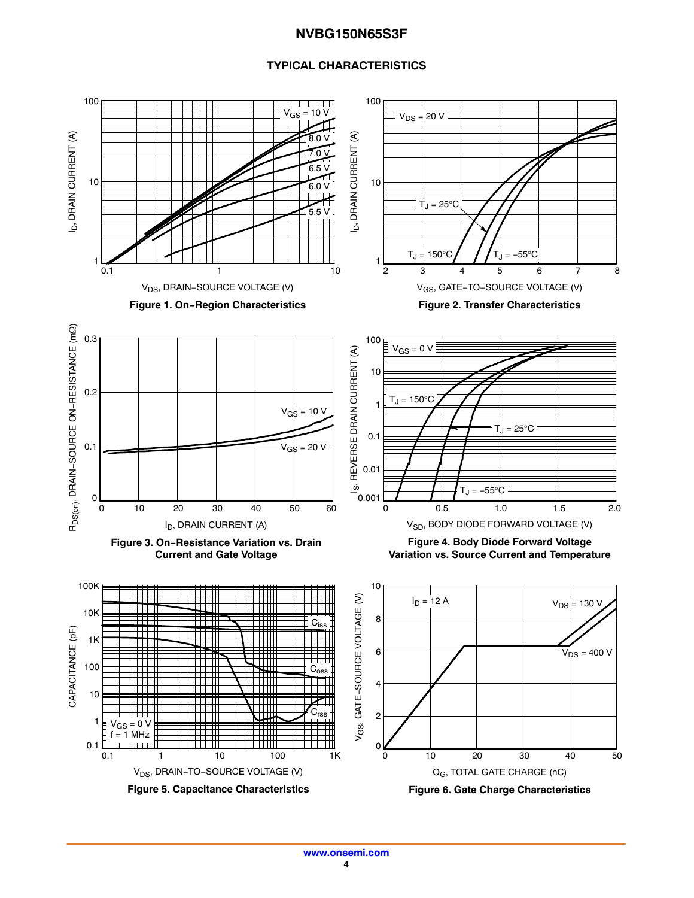## TYPICAL CHARACTERISTICS

Figure 1. On−Region Characteristics

Figure 2. Transfer Characteristics

Figure 3. On−Resistance Variation vs. Drain Current and Gate Voltage

Figure 4. Body Diode Forward Voltage Variation vs. Source Current and Temperature

Figure 5. Capacitance Characteristics

Figure 6. Gate Charge Characteristics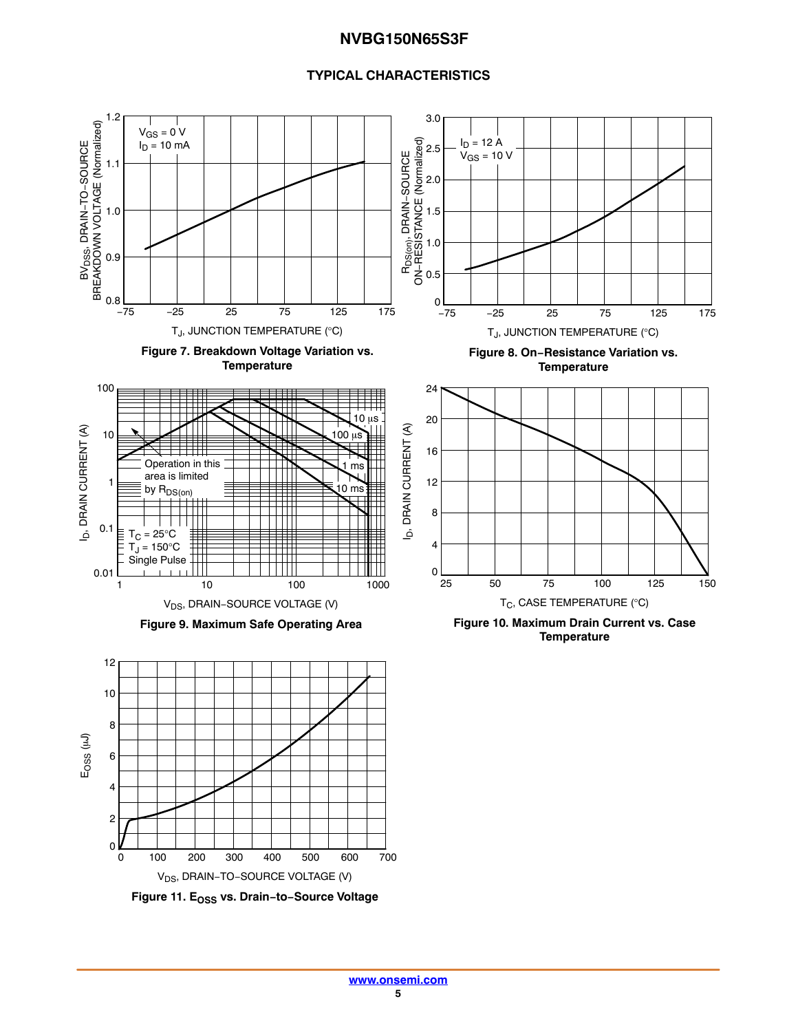## TYPICAL CHARACTERISTICS

Figure 7. Breakdown Voltage Variation vs. Temperature

Figure 8. On−Resistance Variation vs. Temperature

Figure 9. Maximum Safe Operating Area

Figure 10. Maximum Drain Current vs. Case Temperature

Figure 11. $E_{OSS}$ vs. Drain−to−Source Voltage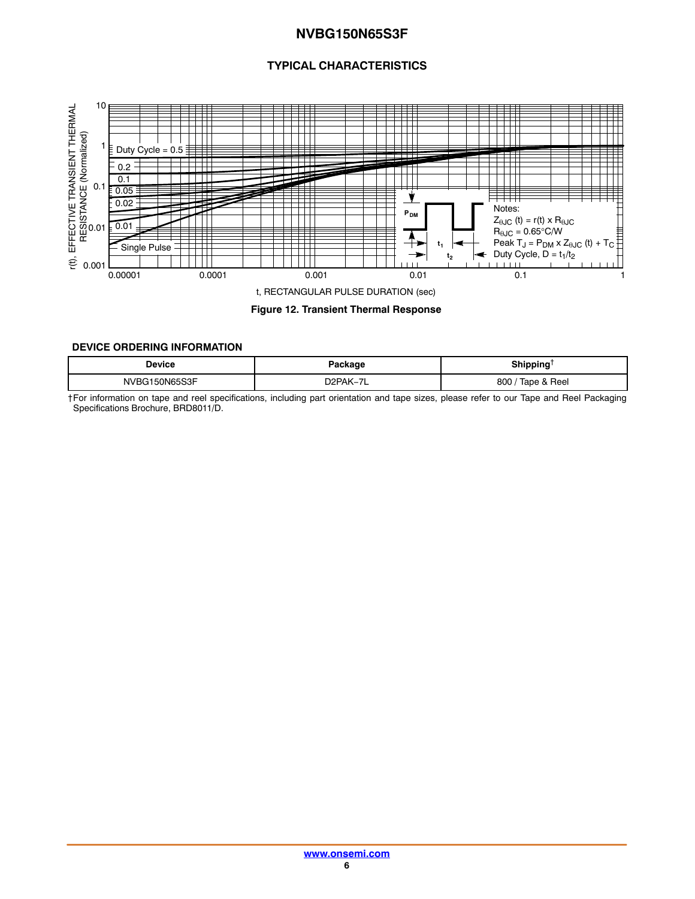## TYPICAL CHARACTERISTICS

Figure 12. Transient Thermal Response

Notes:
$Z_{\theta JC}(t) = r(t) \times R_{\theta JC}$
$R_{\theta JC} = 0.65°C/W$
Peak $T_J = P_{DM} \times Z_{\theta JC}(t) + T_C$
Duty Cycle, $D = t_1/t_2$

## DEVICE ORDERING INFORMATION

| Device | Package | Shipping† |
|---|---|---|
| NVBG150N65S3F | D2PAK−7L | 800 / Tape & Reel |

†For information on tape and reel specifications, including part orientation and tape sizes, please refer to our Tape and Reel Packaging Specifications Brochure, BRD8011/D.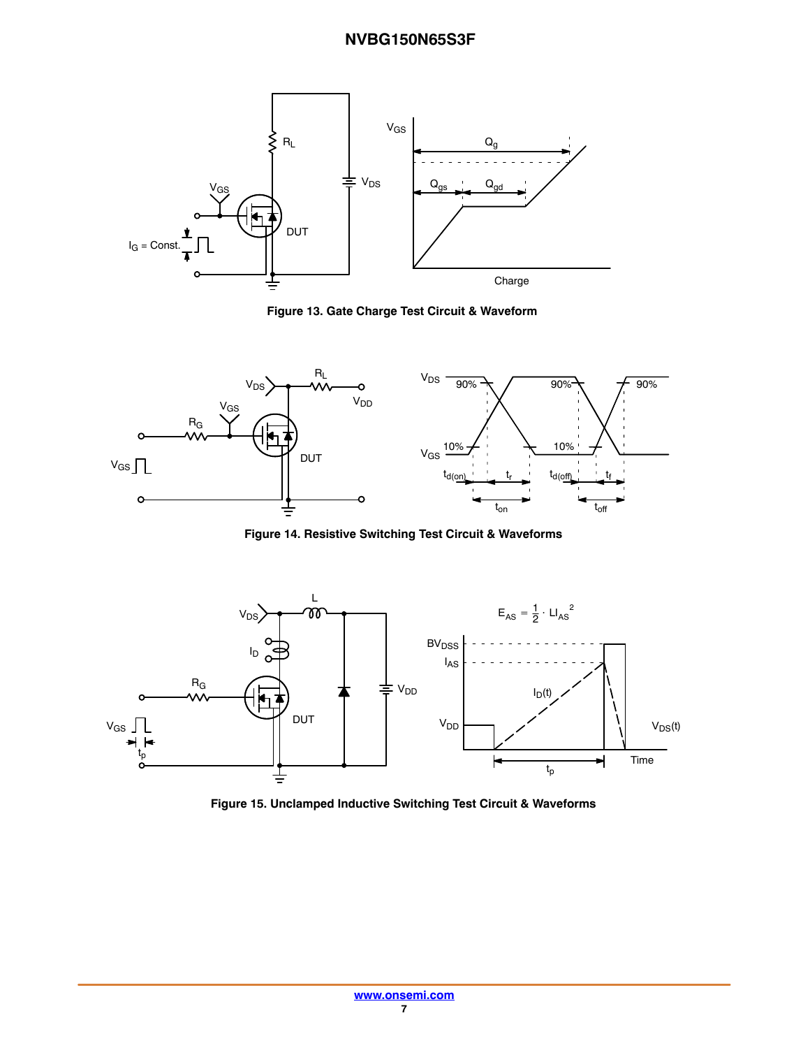Figure 13. Gate Charge Test Circuit & Waveform

Figure 14. Resistive Switching Test Circuit & Waveforms

$$E_{AS} = \frac{1}{2} \cdot LI_{AS}^{2}$$

Figure 15. Unclamped Inductive Switching Test Circuit & Waveforms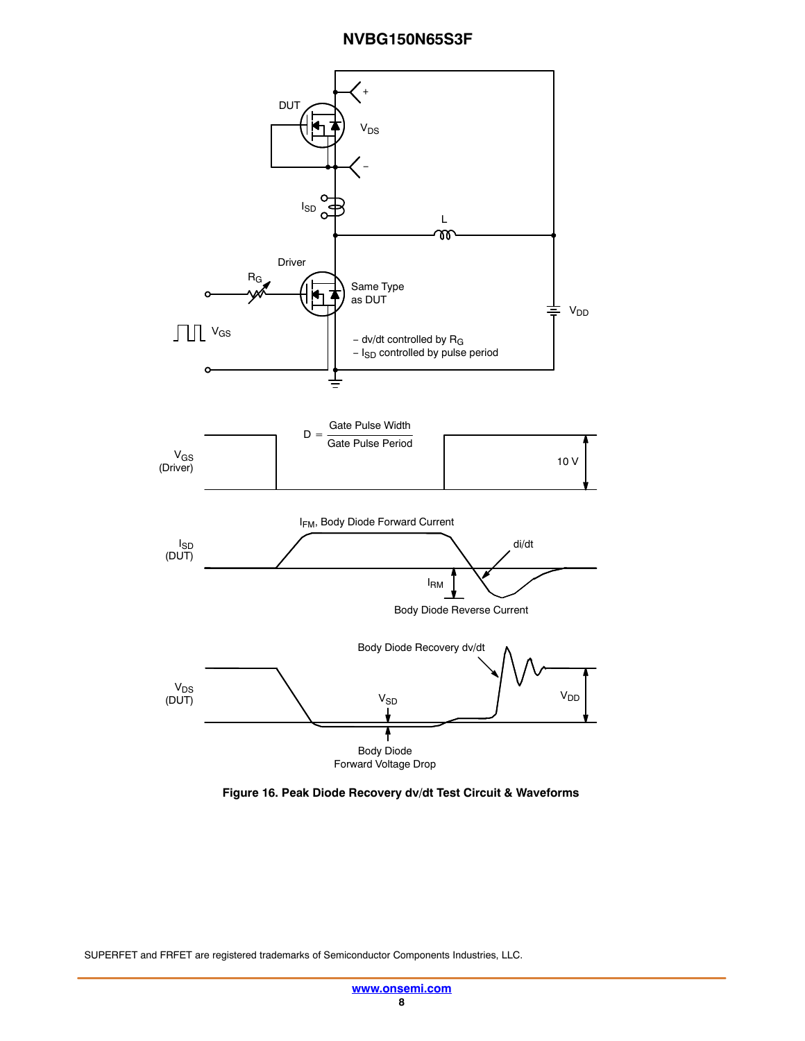Figure 16. Peak Diode Recovery dv/dt Test Circuit & Waveforms

SUPERFET and FRFET are registered trademarks of Semiconductor Components Industries, LLC.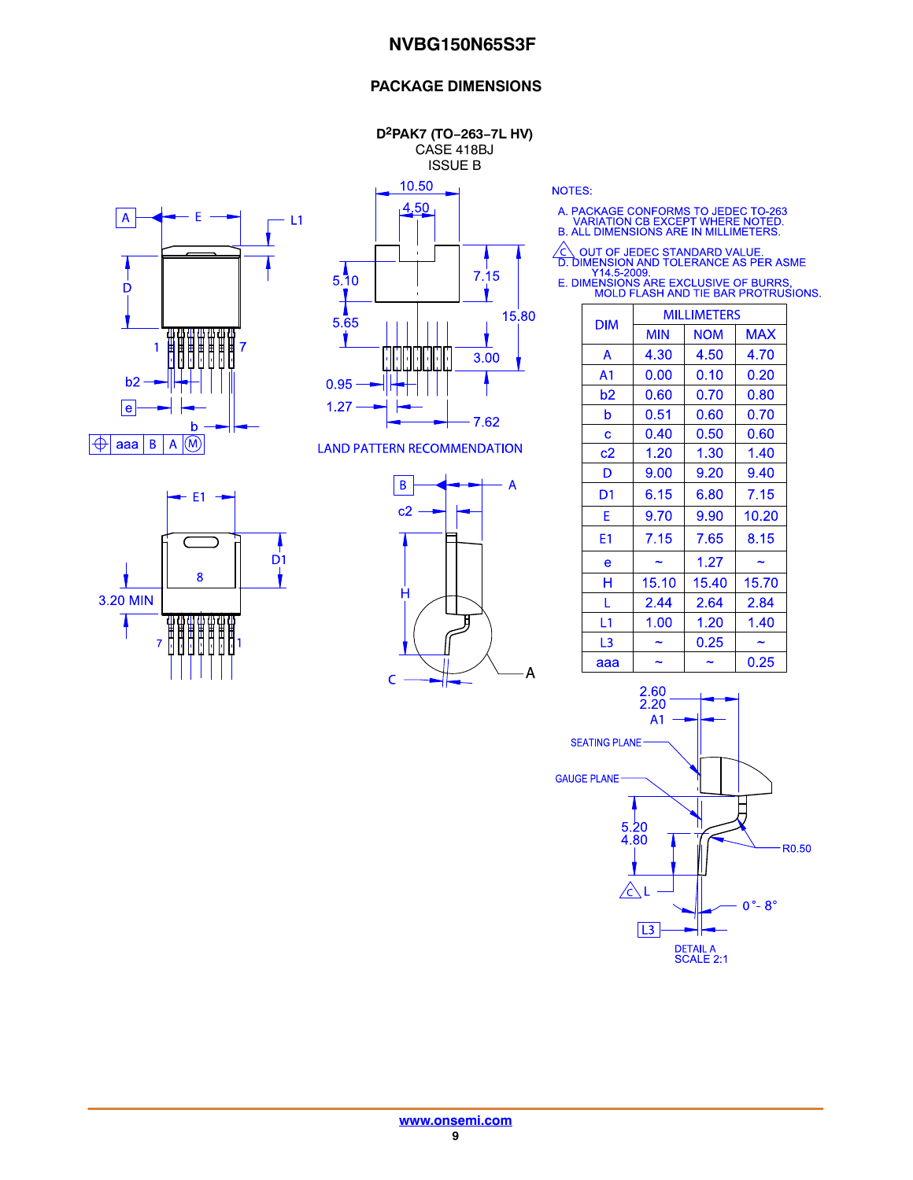## PACKAGE DIMENSIONS

**D2PAK7 (TO−263−7L HV)**
CASE 418BJ
ISSUE B

NOTES:

A. PACKAGE CONFORMS TO JEDEC TO-263 VARIATION CB EXCEPT WHERE NOTED.
B. ALL DIMENSIONS ARE IN MILLIMETERS.
C. OUT OF JEDEC STANDARD VALUE.
D. DIMENSION AND TOLERANCE AS PER ASME Y14.5-2009.
E. DIMENSIONS ARE EXCLUSIVE OF BURRS, MOLD FLASH AND TIE BAR PROTRUSIONS.

| DIM | MILLIMETERS | | |
|---|---|---|---|
| | MIN | NOM | MAX |
| A | 4.30 | 4.50 | 4.70 |
| A1 | 0.00 | 0.10 | 0.20 |
| b2 | 0.60 | 0.70 | 0.80 |
| b | 0.51 | 0.60 | 0.70 |
| c | 0.40 | 0.50 | 0.60 |
| c2 | 1.20 | 1.30 | 1.40 |
| D | 9.00 | 9.20 | 9.40 |
| D1 | 6.15 | 6.80 | 7.15 |
| E | 9.70 | 9.90 | 10.20 |
| E1 | 7.15 | 7.65 | 8.15 |
| e | ~ | 1.27 | ~ |
| H | 15.10 | 15.40 | 15.70 |
| L | 2.44 | 2.64 | 2.84 |
| L1 | 1.00 | 1.20 | 1.40 |
| L3 | ~ | 0.25 | ~ |
| aaa | ~ | ~ | 0.25 |

LAND PATTERN RECOMMENDATION

DETAIL A
SCALE 2:1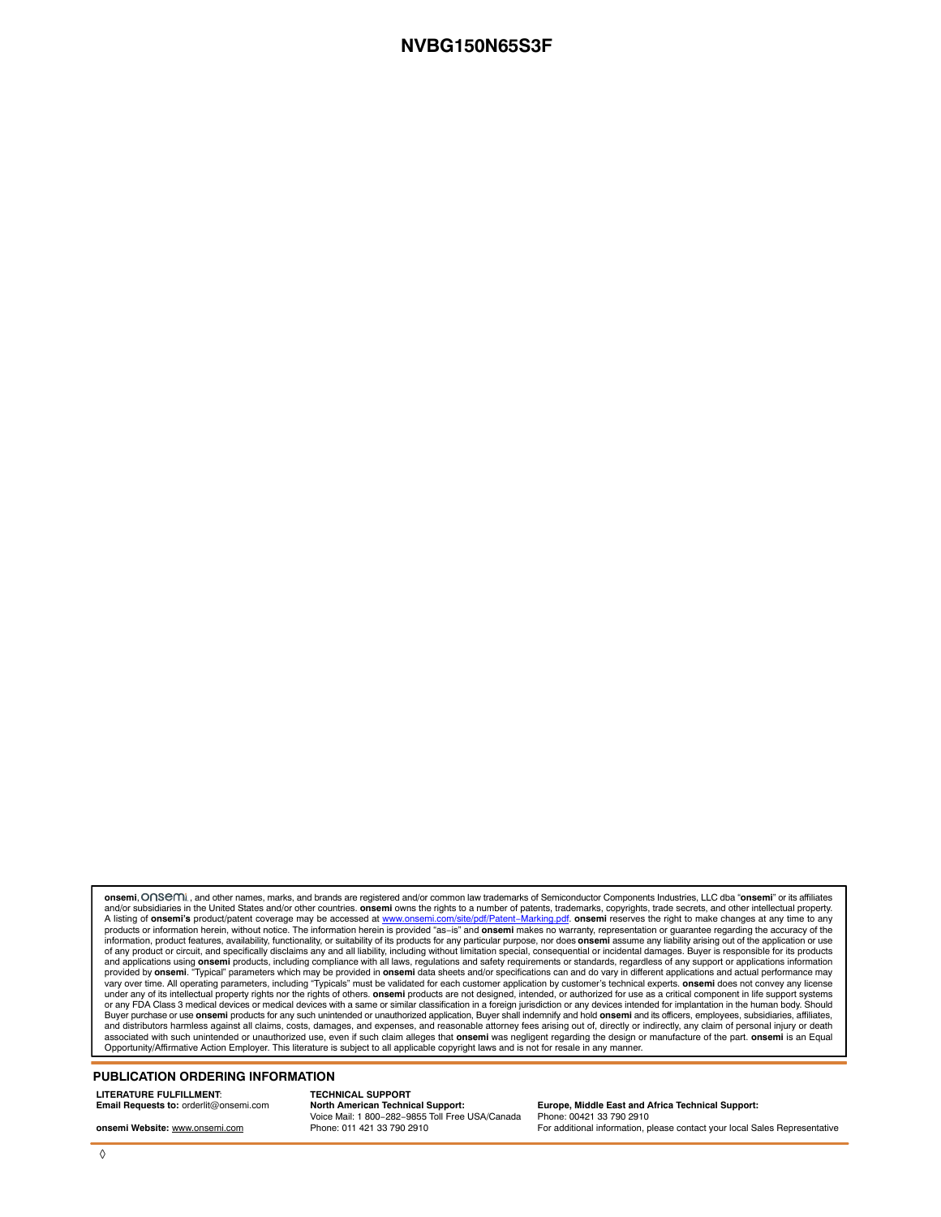**onsemi**, onsemi, and other names, marks, and brands are registered and/or common law trademarks of Semiconductor Components Industries, LLC dba "**onsemi**" or its affiliates and/or subsidiaries in the United States and/or other countries. **onsemi** owns the rights to a number of patents, trademarks, copyrights, trade secrets, and other intellectual property. A listing of **onsemi's** product/patent coverage may be accessed at www.onsemi.com/site/pdf/Patent−Marking.pdf. **onsemi** reserves the right to make changes at any time to any products or information herein, without notice. The information herein is provided "as−is" and **onsemi** makes no warranty, representation or guarantee regarding the accuracy of the information, product features, availability, functionality, or suitability of its products for any particular purpose, nor does **onsemi** assume any liability arising out of the application or use of any product or circuit, and specifically disclaims any and all liability, including without limitation special, consequential or incidental damages. Buyer is responsible for its products and applications using **onsemi** products, including compliance with all laws, regulations and safety requirements or standards, regardless of any support or applications information provided by **onsemi**. "Typical" parameters which may be provided in **onsemi** data sheets and/or specifications can and do vary in different applications and actual performance may vary over time. All operating parameters, including "Typicals" must be validated for each customer application by customer's technical experts. **onsemi** does not convey any license under any of its intellectual property rights nor the rights of others. **onsemi** products are not designed, intended, or authorized for use as a critical component in life support systems or any FDA Class 3 medical devices or medical devices with a same or similar classification in a foreign jurisdiction or any devices intended for implantation in the human body. Should Buyer purchase or use **onsemi** products for any such unintended or unauthorized application, Buyer shall indemnify and hold **onsemi** and its officers, employees, subsidiaries, affiliates, and distributors harmless against all claims, costs, damages, and expenses, and reasonable attorney fees arising out of, directly or indirectly, any claim of personal injury or death associated with such unintended or unauthorized use, even if such claim alleges that **onsemi** was negligent regarding the design or manufacture of the part. **onsemi** is an Equal Opportunity/Affirmative Action Employer. This literature is subject to all applicable copyright laws and is not for resale in any manner.

## PUBLICATION ORDERING INFORMATION

**LITERATURE FULFILLMENT**:
**Email Requests to:** orderlit@onsemi.com

**onsemi Website:** www.onsemi.com

**TECHNICAL SUPPORT**
**North American Technical Support:**
Voice Mail: 1 800−282−9855 Toll Free USA/Canada
Phone: 011 421 33 790 2910

**Europe, Middle East and Africa Technical Support:**
Phone: 00421 33 790 2910
For additional information, please contact your local Sales Representative

◊